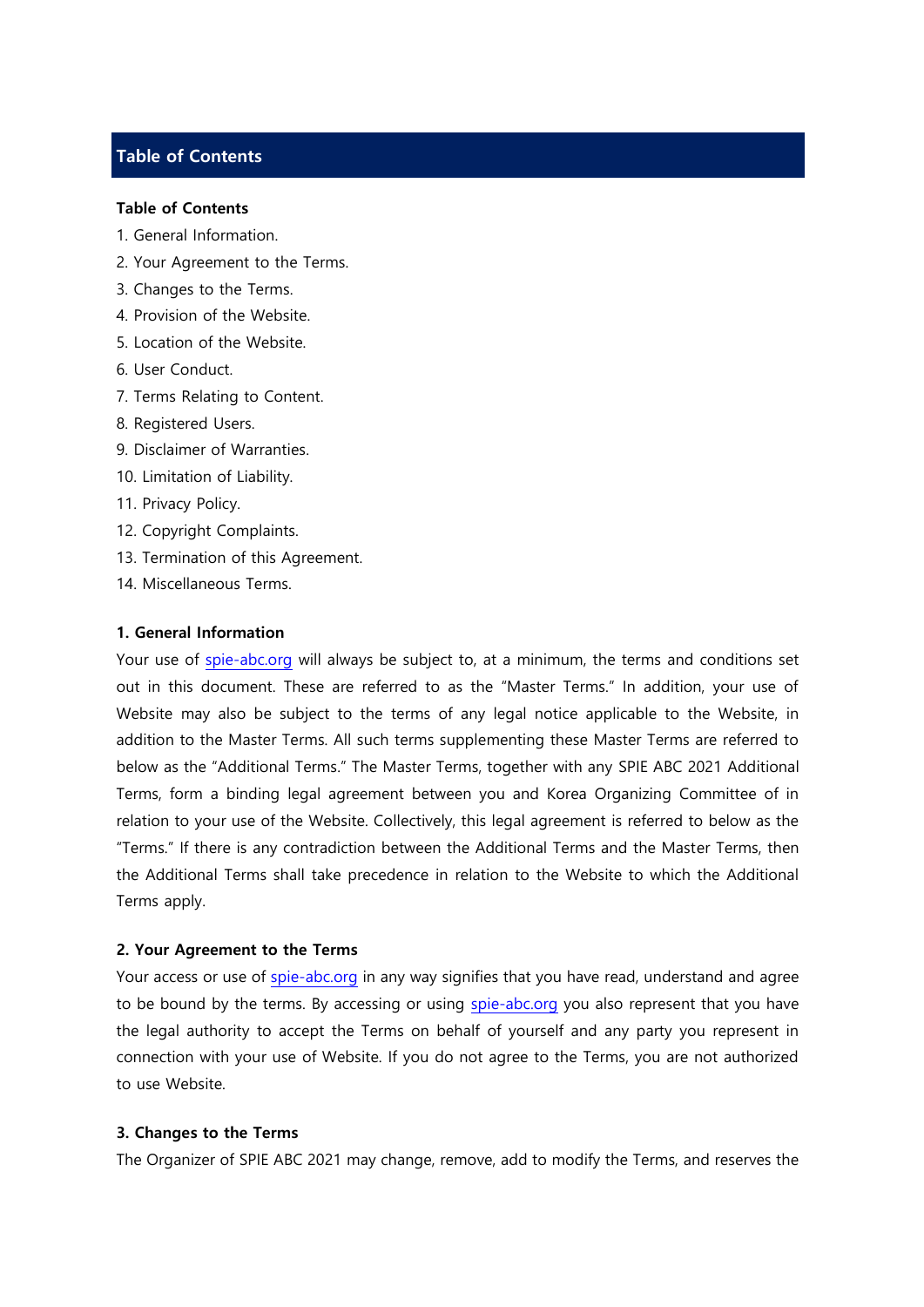## Table of Contents

**Table of Contents**

1. General Information.
2. Your Agreement to the Terms.
3. Changes to the Terms.
4. Provision of the Website.
5. Location of the Website.
6. User Conduct.
7. Terms Relating to Content.
8. Registered Users.
9. Disclaimer of Warranties.
10. Limitation of Liability.
11. Privacy Policy.
12. Copyright Complaints.
13. Termination of this Agreement.
14. Miscellaneous Terms.

**1. General Information**

Your use of spie-abc.org will always be subject to, at a minimum, the terms and conditions set out in this document. These are referred to as the "Master Terms." In addition, your use of Website may also be subject to the terms of any legal notice applicable to the Website, in addition to the Master Terms. All such terms supplementing these Master Terms are referred to below as the "Additional Terms." The Master Terms, together with any SPIE ABC 2021 Additional Terms, form a binding legal agreement between you and Korea Organizing Committee of in relation to your use of the Website. Collectively, this legal agreement is referred to below as the "Terms." If there is any contradiction between the Additional Terms and the Master Terms, then the Additional Terms shall take precedence in relation to the Website to which the Additional Terms apply.

**2. Your Agreement to the Terms**

Your access or use of spie-abc.org in any way signifies that you have read, understand and agree to be bound by the terms. By accessing or using spie-abc.org you also represent that you have the legal authority to accept the Terms on behalf of yourself and any party you represent in connection with your use of Website. If you do not agree to the Terms, you are not authorized to use Website.

**3. Changes to the Terms**

The Organizer of SPIE ABC 2021 may change, remove, add to modify the Terms, and reserves the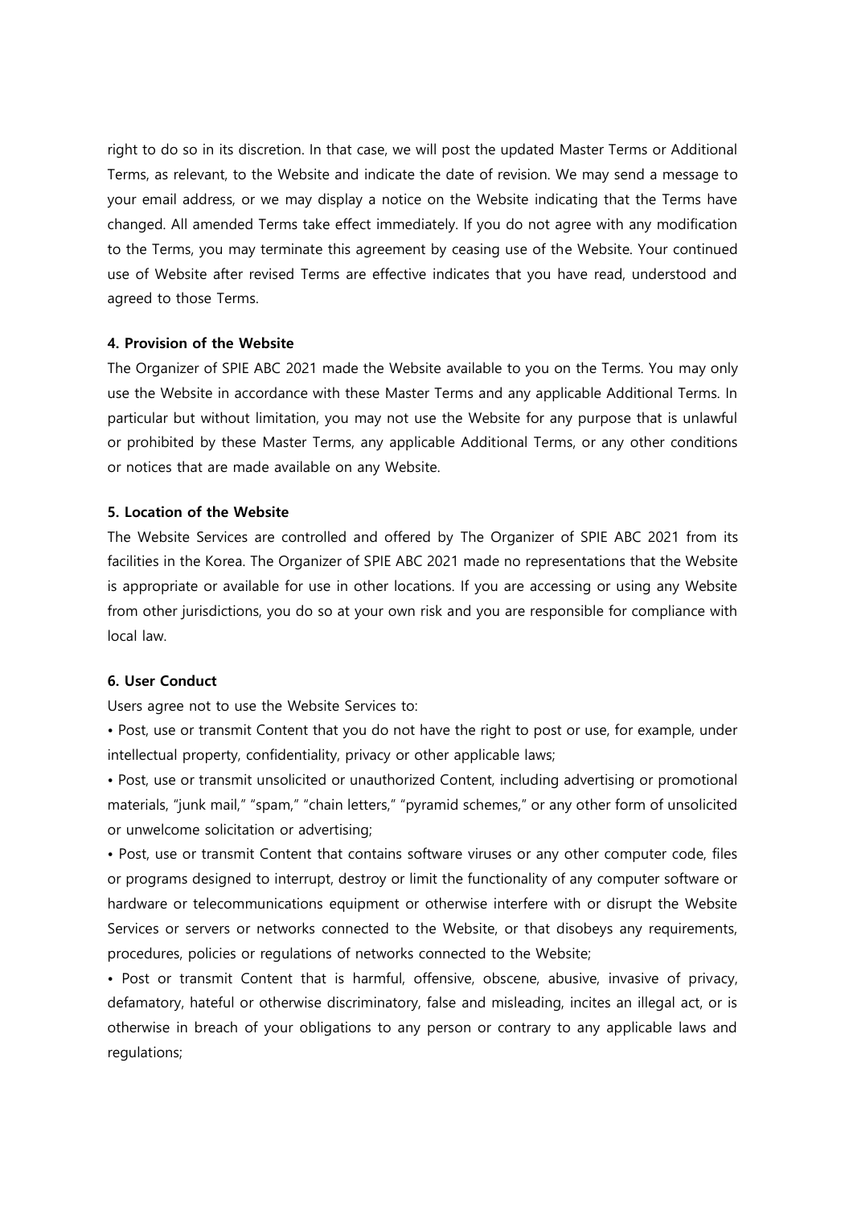right to do so in its discretion. In that case, we will post the updated Master Terms or Additional Terms, as relevant, to the Website and indicate the date of revision. We may send a message to your email address, or we may display a notice on the Website indicating that the Terms have changed. All amended Terms take effect immediately. If you do not agree with any modification to the Terms, you may terminate this agreement by ceasing use of the Website. Your continued use of Website after revised Terms are effective indicates that you have read, understood and agreed to those Terms.

**4. Provision of the Website**

The Organizer of SPIE ABC 2021 made the Website available to you on the Terms. You may only use the Website in accordance with these Master Terms and any applicable Additional Terms. In particular but without limitation, you may not use the Website for any purpose that is unlawful or prohibited by these Master Terms, any applicable Additional Terms, or any other conditions or notices that are made available on any Website.

**5. Location of the Website**

The Website Services are controlled and offered by The Organizer of SPIE ABC 2021 from its facilities in the Korea. The Organizer of SPIE ABC 2021 made no representations that the Website is appropriate or available for use in other locations. If you are accessing or using any Website from other jurisdictions, you do so at your own risk and you are responsible for compliance with local law.

**6. User Conduct**

Users agree not to use the Website Services to:

• Post, use or transmit Content that you do not have the right to post or use, for example, under intellectual property, confidentiality, privacy or other applicable laws;

• Post, use or transmit unsolicited or unauthorized Content, including advertising or promotional materials, "junk mail," "spam," "chain letters," "pyramid schemes," or any other form of unsolicited or unwelcome solicitation or advertising;

• Post, use or transmit Content that contains software viruses or any other computer code, files or programs designed to interrupt, destroy or limit the functionality of any computer software or hardware or telecommunications equipment or otherwise interfere with or disrupt the Website Services or servers or networks connected to the Website, or that disobeys any requirements, procedures, policies or regulations of networks connected to the Website;

• Post or transmit Content that is harmful, offensive, obscene, abusive, invasive of privacy, defamatory, hateful or otherwise discriminatory, false and misleading, incites an illegal act, or is otherwise in breach of your obligations to any person or contrary to any applicable laws and regulations;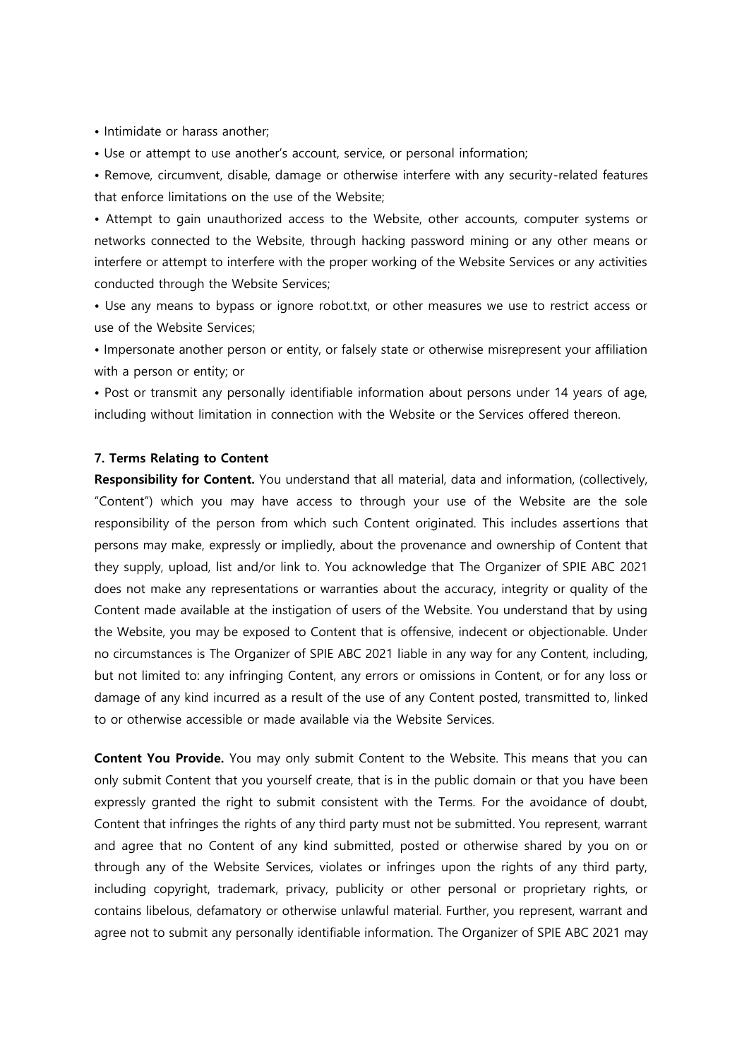- Intimidate or harass another;
- Use or attempt to use another's account, service, or personal information;
- Remove, circumvent, disable, damage or otherwise interfere with any security-related features that enforce limitations on the use of the Website;
- Attempt to gain unauthorized access to the Website, other accounts, computer systems or networks connected to the Website, through hacking password mining or any other means or interfere or attempt to interfere with the proper working of the Website Services or any activities conducted through the Website Services;
- Use any means to bypass or ignore robot.txt, or other measures we use to restrict access or use of the Website Services;
- Impersonate another person or entity, or falsely state or otherwise misrepresent your affiliation with a person or entity; or
- Post or transmit any personally identifiable information about persons under 14 years of age, including without limitation in connection with the Website or the Services offered thereon.

**7. Terms Relating to Content**

**Responsibility for Content.** You understand that all material, data and information, (collectively, "Content") which you may have access to through your use of the Website are the sole responsibility of the person from which such Content originated. This includes assertions that persons may make, expressly or impliedly, about the provenance and ownership of Content that they supply, upload, list and/or link to. You acknowledge that The Organizer of SPIE ABC 2021 does not make any representations or warranties about the accuracy, integrity or quality of the Content made available at the instigation of users of the Website. You understand that by using the Website, you may be exposed to Content that is offensive, indecent or objectionable. Under no circumstances is The Organizer of SPIE ABC 2021 liable in any way for any Content, including, but not limited to: any infringing Content, any errors or omissions in Content, or for any loss or damage of any kind incurred as a result of the use of any Content posted, transmitted to, linked to or otherwise accessible or made available via the Website Services.

**Content You Provide.** You may only submit Content to the Website. This means that you can only submit Content that you yourself create, that is in the public domain or that you have been expressly granted the right to submit consistent with the Terms. For the avoidance of doubt, Content that infringes the rights of any third party must not be submitted. You represent, warrant and agree that no Content of any kind submitted, posted or otherwise shared by you on or through any of the Website Services, violates or infringes upon the rights of any third party, including copyright, trademark, privacy, publicity or other personal or proprietary rights, or contains libelous, defamatory or otherwise unlawful material. Further, you represent, warrant and agree not to submit any personally identifiable information. The Organizer of SPIE ABC 2021 may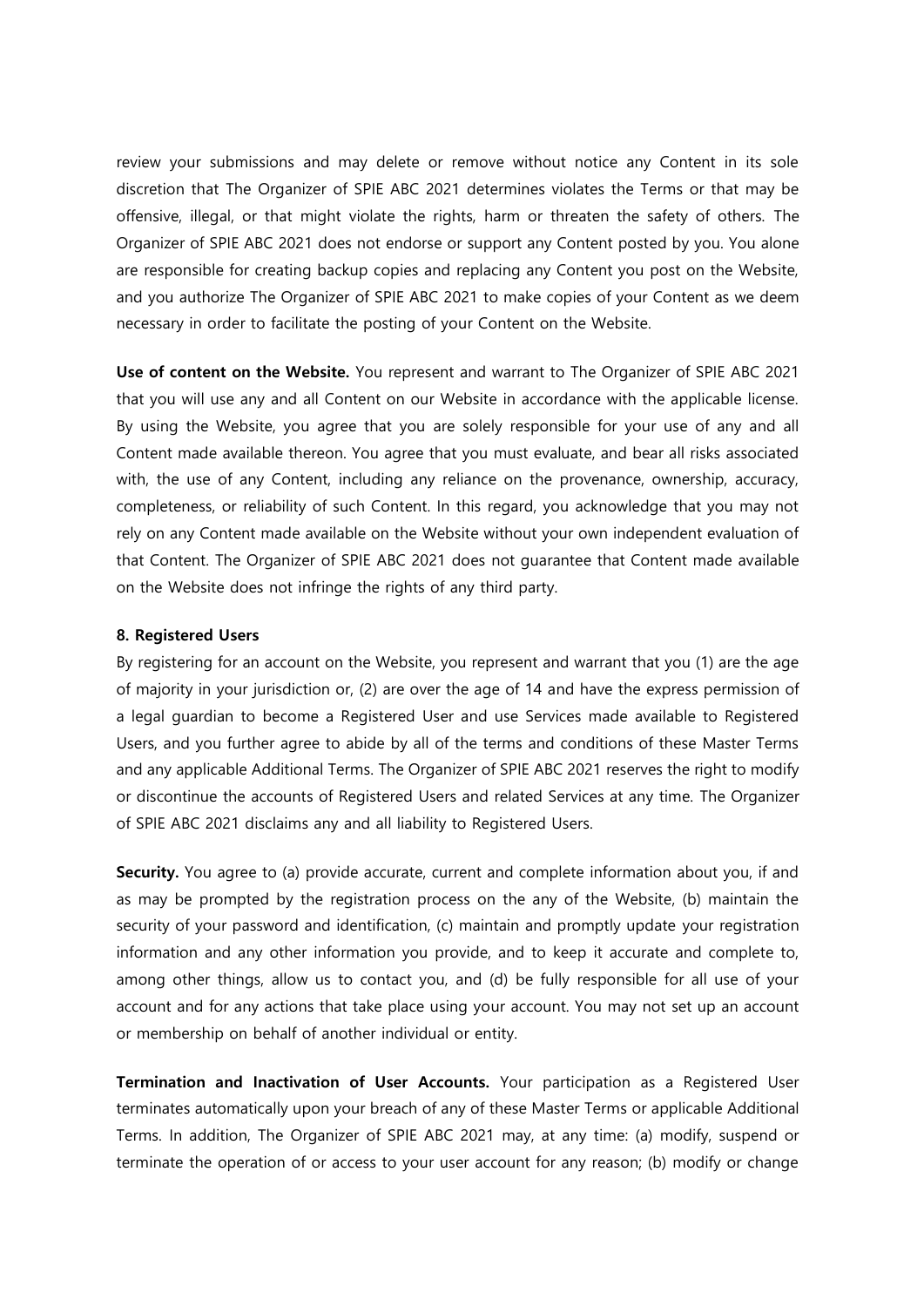review your submissions and may delete or remove without notice any Content in its sole discretion that The Organizer of SPIE ABC 2021 determines violates the Terms or that may be offensive, illegal, or that might violate the rights, harm or threaten the safety of others. The Organizer of SPIE ABC 2021 does not endorse or support any Content posted by you. You alone are responsible for creating backup copies and replacing any Content you post on the Website, and you authorize The Organizer of SPIE ABC 2021 to make copies of your Content as we deem necessary in order to facilitate the posting of your Content on the Website.

**Use of content on the Website.** You represent and warrant to The Organizer of SPIE ABC 2021 that you will use any and all Content on our Website in accordance with the applicable license. By using the Website, you agree that you are solely responsible for your use of any and all Content made available thereon. You agree that you must evaluate, and bear all risks associated with, the use of any Content, including any reliance on the provenance, ownership, accuracy, completeness, or reliability of such Content. In this regard, you acknowledge that you may not rely on any Content made available on the Website without your own independent evaluation of that Content. The Organizer of SPIE ABC 2021 does not guarantee that Content made available on the Website does not infringe the rights of any third party.

**8. Registered Users**

By registering for an account on the Website, you represent and warrant that you (1) are the age of majority in your jurisdiction or, (2) are over the age of 14 and have the express permission of a legal guardian to become a Registered User and use Services made available to Registered Users, and you further agree to abide by all of the terms and conditions of these Master Terms and any applicable Additional Terms. The Organizer of SPIE ABC 2021 reserves the right to modify or discontinue the accounts of Registered Users and related Services at any time. The Organizer of SPIE ABC 2021 disclaims any and all liability to Registered Users.

**Security.** You agree to (a) provide accurate, current and complete information about you, if and as may be prompted by the registration process on the any of the Website, (b) maintain the security of your password and identification, (c) maintain and promptly update your registration information and any other information you provide, and to keep it accurate and complete to, among other things, allow us to contact you, and (d) be fully responsible for all use of your account and for any actions that take place using your account. You may not set up an account or membership on behalf of another individual or entity.

**Termination and Inactivation of User Accounts.** Your participation as a Registered User terminates automatically upon your breach of any of these Master Terms or applicable Additional Terms. In addition, The Organizer of SPIE ABC 2021 may, at any time: (a) modify, suspend or terminate the operation of or access to your user account for any reason; (b) modify or change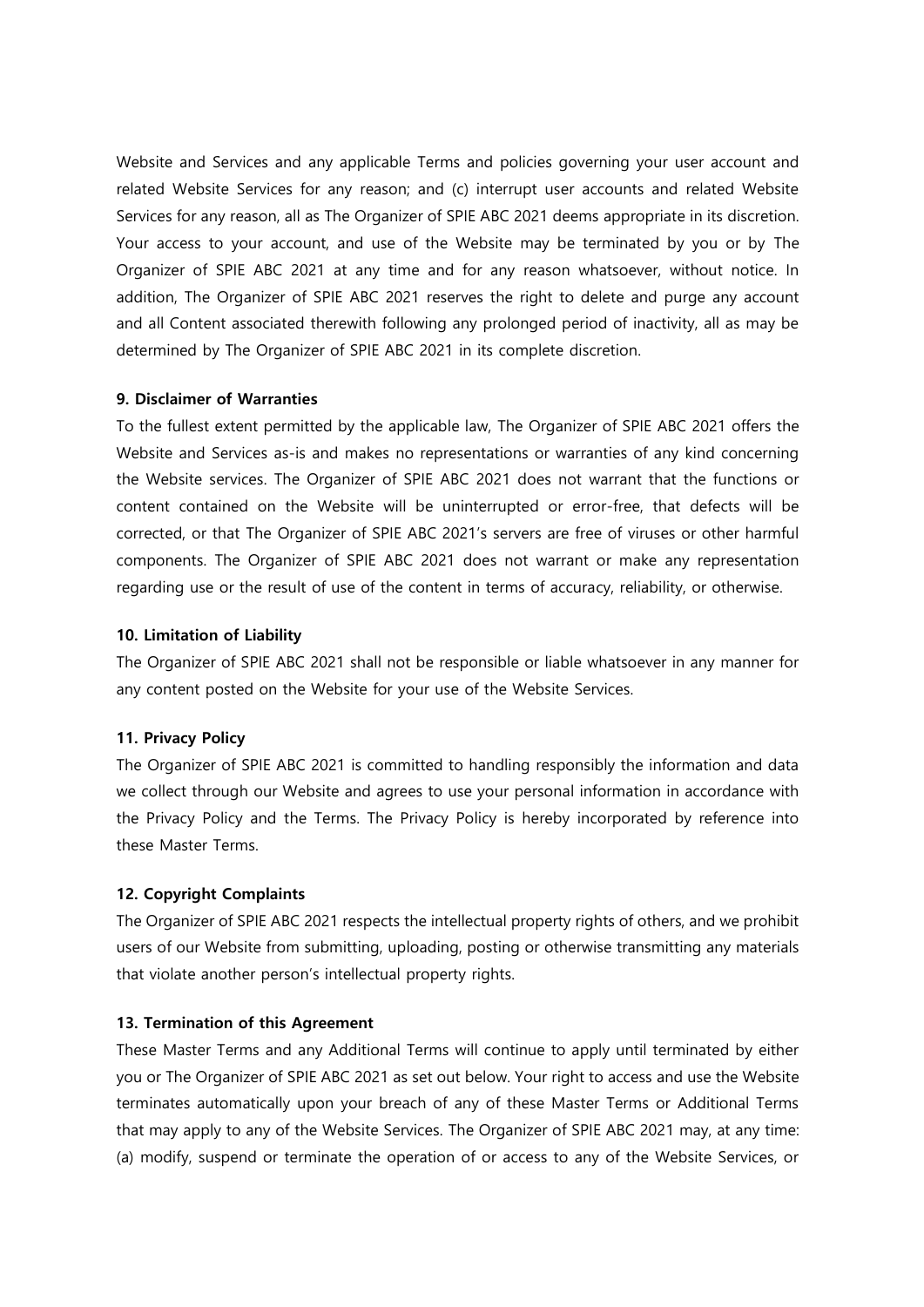Website and Services and any applicable Terms and policies governing your user account and related Website Services for any reason; and (c) interrupt user accounts and related Website Services for any reason, all as The Organizer of SPIE ABC 2021 deems appropriate in its discretion. Your access to your account, and use of the Website may be terminated by you or by The Organizer of SPIE ABC 2021 at any time and for any reason whatsoever, without notice. In addition, The Organizer of SPIE ABC 2021 reserves the right to delete and purge any account and all Content associated therewith following any prolonged period of inactivity, all as may be determined by The Organizer of SPIE ABC 2021 in its complete discretion.

**9. Disclaimer of Warranties**

To the fullest extent permitted by the applicable law, The Organizer of SPIE ABC 2021 offers the Website and Services as-is and makes no representations or warranties of any kind concerning the Website services. The Organizer of SPIE ABC 2021 does not warrant that the functions or content contained on the Website will be uninterrupted or error-free, that defects will be corrected, or that The Organizer of SPIE ABC 2021's servers are free of viruses or other harmful components. The Organizer of SPIE ABC 2021 does not warrant or make any representation regarding use or the result of use of the content in terms of accuracy, reliability, or otherwise.

**10. Limitation of Liability**

The Organizer of SPIE ABC 2021 shall not be responsible or liable whatsoever in any manner for any content posted on the Website for your use of the Website Services.

**11. Privacy Policy**

The Organizer of SPIE ABC 2021 is committed to handling responsibly the information and data we collect through our Website and agrees to use your personal information in accordance with the Privacy Policy and the Terms. The Privacy Policy is hereby incorporated by reference into these Master Terms.

**12. Copyright Complaints**

The Organizer of SPIE ABC 2021 respects the intellectual property rights of others, and we prohibit users of our Website from submitting, uploading, posting or otherwise transmitting any materials that violate another person's intellectual property rights.

**13. Termination of this Agreement**

These Master Terms and any Additional Terms will continue to apply until terminated by either you or The Organizer of SPIE ABC 2021 as set out below. Your right to access and use the Website terminates automatically upon your breach of any of these Master Terms or Additional Terms that may apply to any of the Website Services. The Organizer of SPIE ABC 2021 may, at any time: (a) modify, suspend or terminate the operation of or access to any of the Website Services, or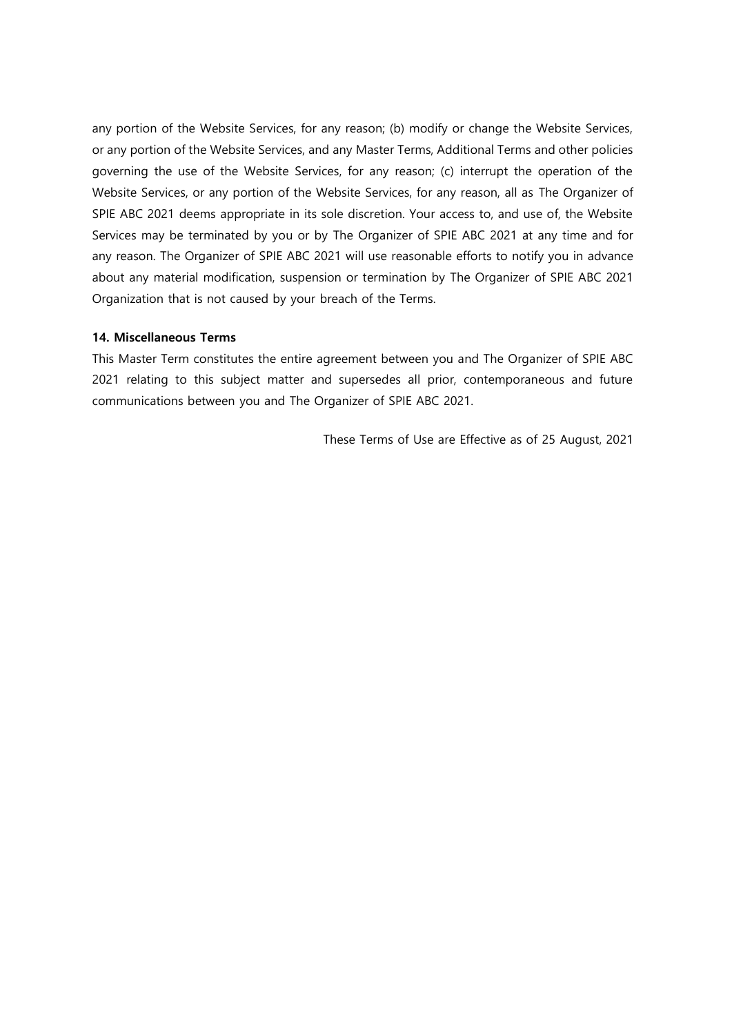any portion of the Website Services, for any reason; (b) modify or change the Website Services, or any portion of the Website Services, and any Master Terms, Additional Terms and other policies governing the use of the Website Services, for any reason; (c) interrupt the operation of the Website Services, or any portion of the Website Services, for any reason, all as The Organizer of SPIE ABC 2021 deems appropriate in its sole discretion. Your access to, and use of, the Website Services may be terminated by you or by The Organizer of SPIE ABC 2021 at any time and for any reason. The Organizer of SPIE ABC 2021 will use reasonable efforts to notify you in advance about any material modification, suspension or termination by The Organizer of SPIE ABC 2021 Organization that is not caused by your breach of the Terms.

**14. Miscellaneous Terms**

This Master Term constitutes the entire agreement between you and The Organizer of SPIE ABC 2021 relating to this subject matter and supersedes all prior, contemporaneous and future communications between you and The Organizer of SPIE ABC 2021.

These Terms of Use are Effective as of 25 August, 2021